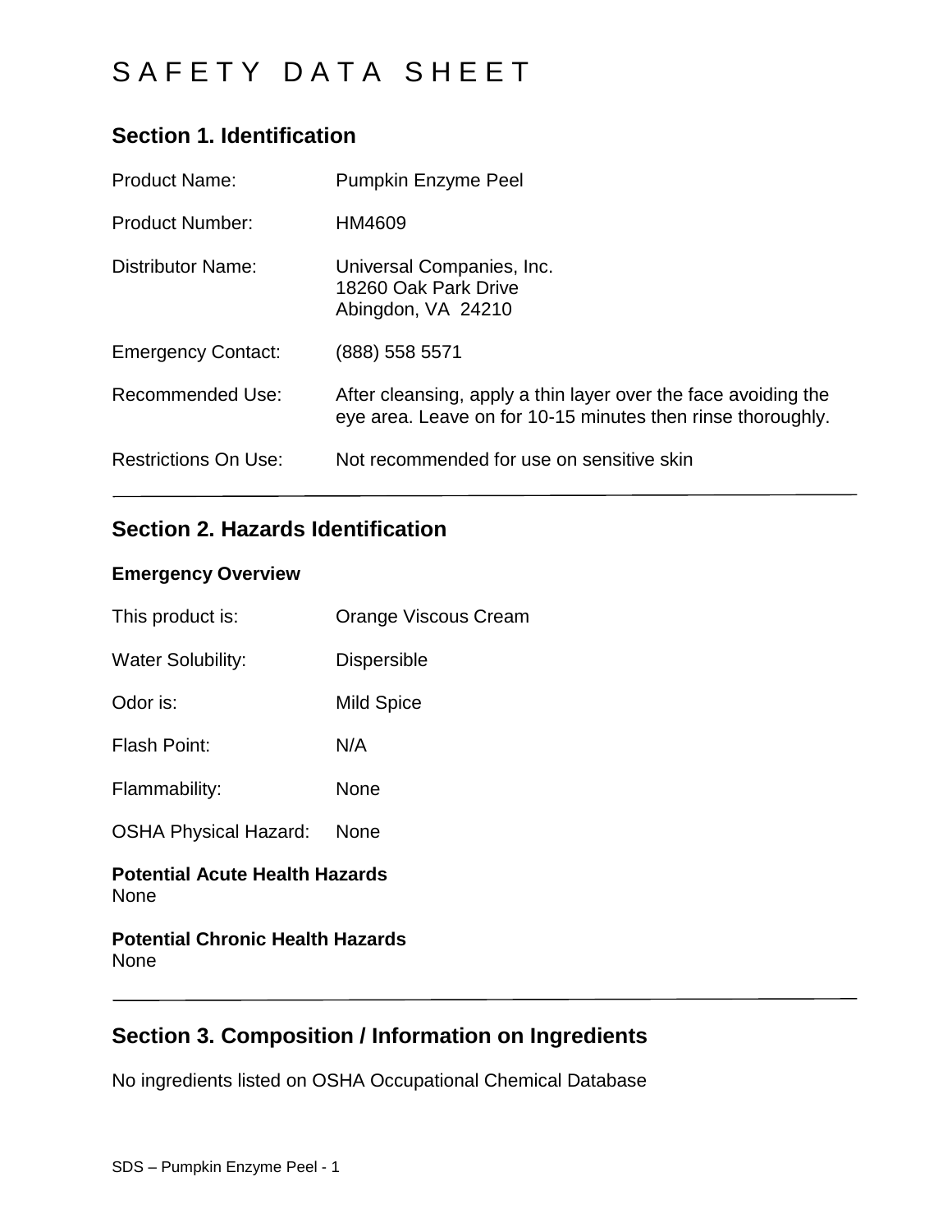# SAFETY DATA SHEET

## Section 1. Identification

| | |
|---|---|
| Product Name: | Pumpkin Enzyme Peel |
| Product Number: | HM4609 |
| Distributor Name: | Universal Companies, Inc.<br>18260 Oak Park Drive<br>Abingdon, VA 24210 |
| Emergency Contact: | (888) 558 5571 |
| Recommended Use: | After cleansing, apply a thin layer over the face avoiding the eye area. Leave on for 10-15 minutes then rinse thoroughly. |
| Restrictions On Use: | Not recommended for use on sensitive skin |

---

## Section 2. Hazards Identification

**Emergency Overview**

| | |
|---|---|
| This product is: | Orange Viscous Cream |
| Water Solubility: | Dispersible |
| Odor is: | Mild Spice |
| Flash Point: | N/A |
| Flammability: | None |
| OSHA Physical Hazard: | None |

**Potential Acute Health Hazards**
None

**Potential Chronic Health Hazards**
None

---

## Section 3. Composition / Information on Ingredients

No ingredients listed on OSHA Occupational Chemical Database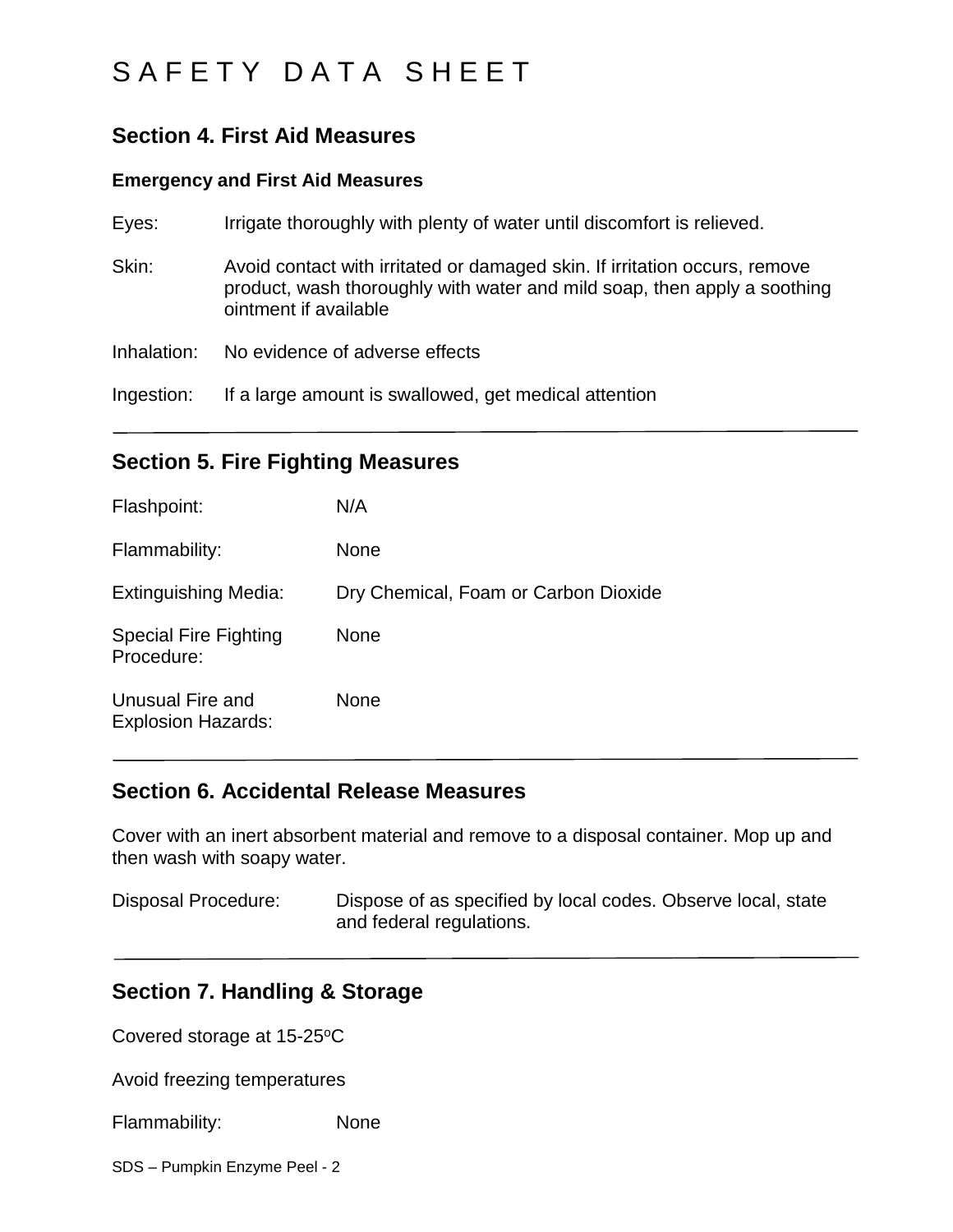# SAFETY DATA SHEET

## Section 4. First Aid Measures

### Emergency and First Aid Measures

Eyes: Irrigate thoroughly with plenty of water until discomfort is relieved.

Skin: Avoid contact with irritated or damaged skin. If irritation occurs, remove product, wash thoroughly with water and mild soap, then apply a soothing ointment if available

Inhalation: No evidence of adverse effects

Ingestion: If a large amount is swallowed, get medical attention

---

## Section 5. Fire Fighting Measures

Flashpoint: N/A

Flammability: None

Extinguishing Media: Dry Chemical, Foam or Carbon Dioxide

Special Fire Fighting Procedure: None

Unusual Fire and Explosion Hazards: None

---

## Section 6. Accidental Release Measures

Cover with an inert absorbent material and remove to a disposal container. Mop up and then wash with soapy water.

Disposal Procedure: Dispose of as specified by local codes. Observe local, state and federal regulations.

---

## Section 7. Handling & Storage

Covered storage at 15-25$^{o}$C

Avoid freezing temperatures

Flammability: None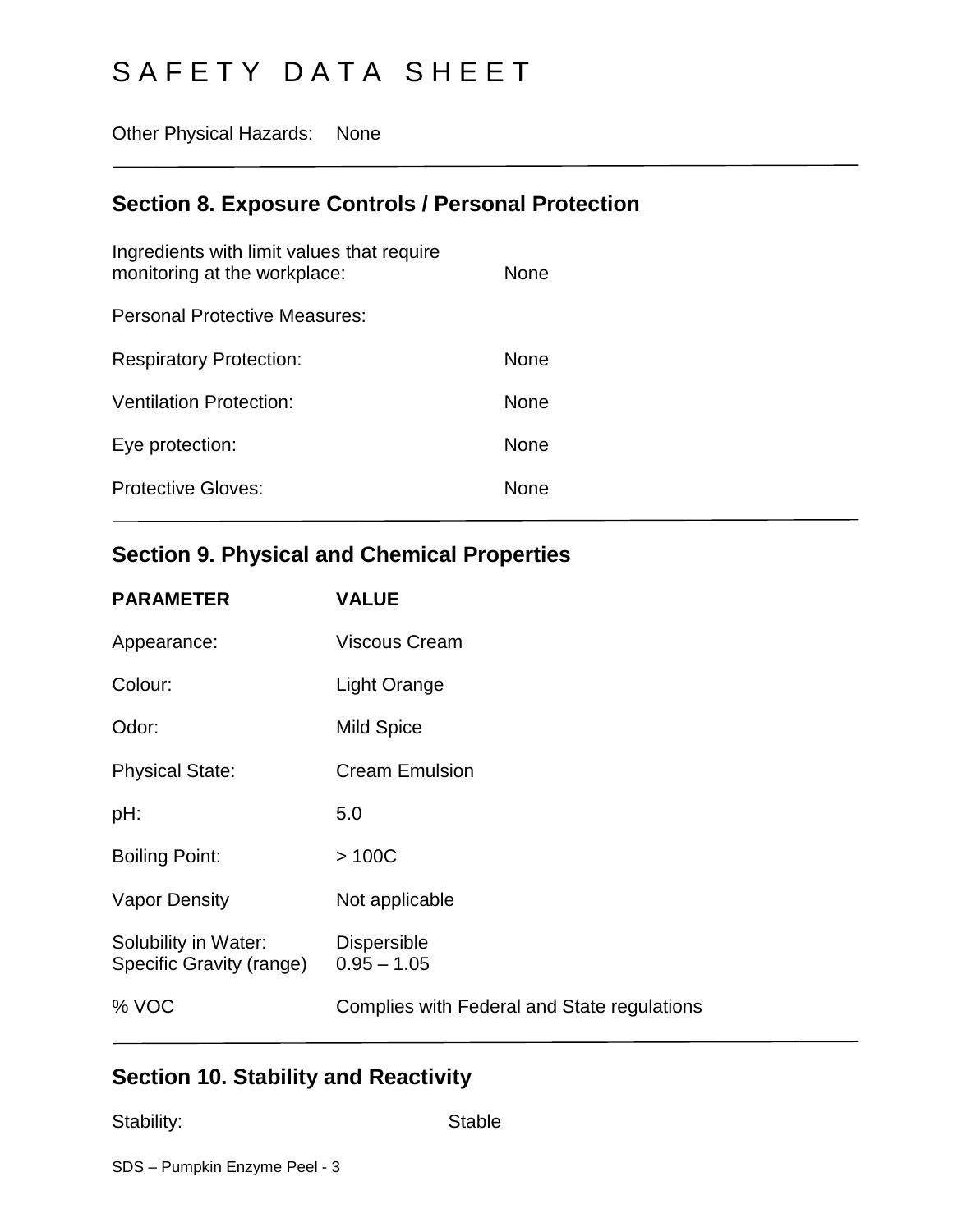# SAFETY DATA SHEET

Other Physical Hazards: None

---

## Section 8. Exposure Controls / Personal Protection

| | |
|---|---|
| Ingredients with limit values that require monitoring at the workplace: | None |
| Personal Protective Measures: | |
| Respiratory Protection: | None |
| Ventilation Protection: | None |
| Eye protection: | None |
| Protective Gloves: | None |

---

## Section 9. Physical and Chemical Properties

| PARAMETER | VALUE |
|---|---|
| Appearance: | Viscous Cream |
| Colour: | Light Orange |
| Odor: | Mild Spice |
| Physical State: | Cream Emulsion |
| pH: | 5.0 |
| Boiling Point: | > 100C |
| Vapor Density | Not applicable |
| Solubility in Water: | Dispersible |
| Specific Gravity (range) | 0.95 – 1.05 |
| % VOC | Complies with Federal and State regulations |

---

## Section 10. Stability and Reactivity

Stability: Stable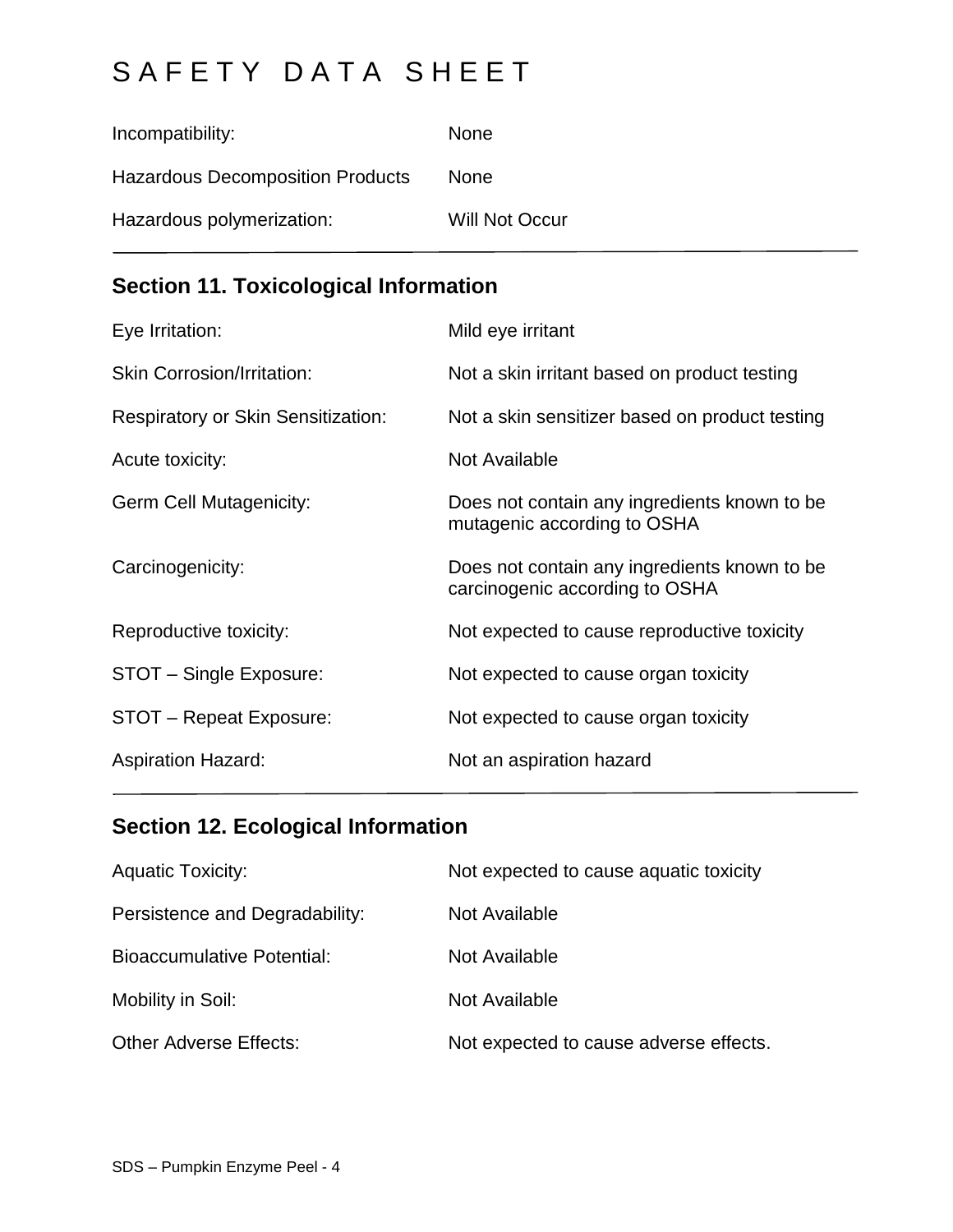Incompatibility: None

Hazardous Decomposition Products None

Hazardous polymerization: Will Not Occur

---

## Section 11. Toxicological Information

| | |
|---|---|
| Eye Irritation: | Mild eye irritant |
| Skin Corrosion/Irritation: | Not a skin irritant based on product testing |
| Respiratory or Skin Sensitization: | Not a skin sensitizer based on product testing |
| Acute toxicity: | Not Available |
| Germ Cell Mutagenicity: | Does not contain any ingredients known to be mutagenic according to OSHA |
| Carcinogenicity: | Does not contain any ingredients known to be carcinogenic according to OSHA |
| Reproductive toxicity: | Not expected to cause reproductive toxicity |
| STOT – Single Exposure: | Not expected to cause organ toxicity |
| STOT – Repeat Exposure: | Not expected to cause organ toxicity |
| Aspiration Hazard: | Not an aspiration hazard |

---

## Section 12. Ecological Information

| | |
|---|---|
| Aquatic Toxicity: | Not expected to cause aquatic toxicity |
| Persistence and Degradability: | Not Available |
| Bioaccumulative Potential: | Not Available |
| Mobility in Soil: | Not Available |
| Other Adverse Effects: | Not expected to cause adverse effects. |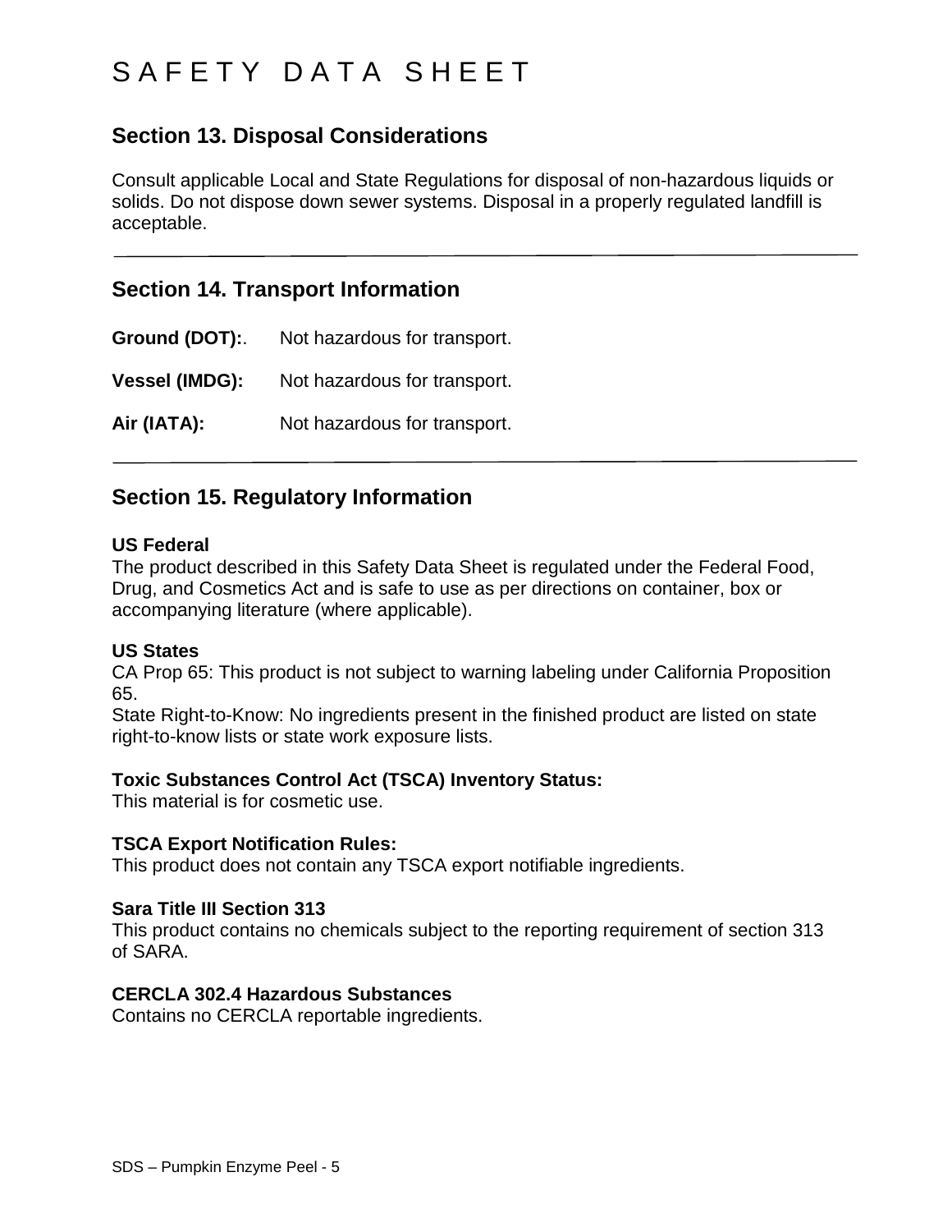# SAFETY DATA SHEET

## Section 13. Disposal Considerations

Consult applicable Local and State Regulations for disposal of non-hazardous liquids or solids. Do not dispose down sewer systems. Disposal in a properly regulated landfill is acceptable.

---

## Section 14. Transport Information

**Ground (DOT):**. Not hazardous for transport.

**Vessel (IMDG):** Not hazardous for transport.

**Air (IATA):** Not hazardous for transport.

---

## Section 15. Regulatory Information

**US Federal**
The product described in this Safety Data Sheet is regulated under the Federal Food, Drug, and Cosmetics Act and is safe to use as per directions on container, box or accompanying literature (where applicable).

**US States**
CA Prop 65: This product is not subject to warning labeling under California Proposition 65.
State Right-to-Know: No ingredients present in the finished product are listed on state right-to-know lists or state work exposure lists.

**Toxic Substances Control Act (TSCA) Inventory Status:**
This material is for cosmetic use.

**TSCA Export Notification Rules:**
This product does not contain any TSCA export notifiable ingredients.

**Sara Title III Section 313**
This product contains no chemicals subject to the reporting requirement of section 313 of SARA.

**CERCLA 302.4 Hazardous Substances**
Contains no CERCLA reportable ingredients.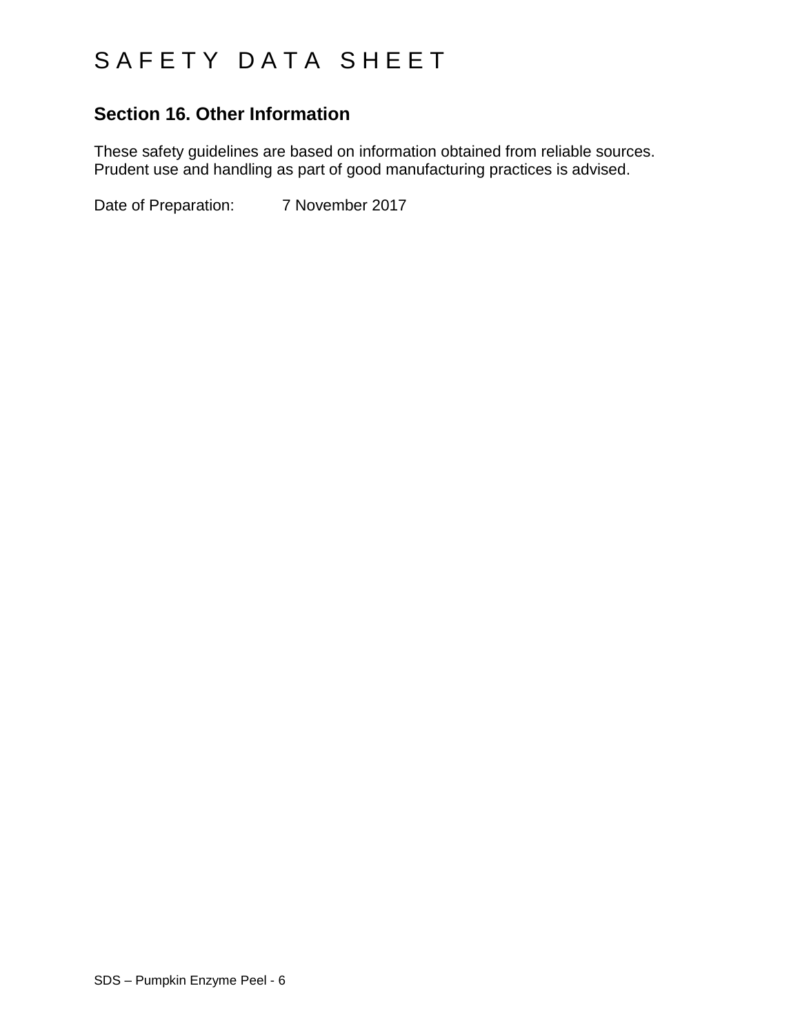## Section 16. Other Information

These safety guidelines are based on information obtained from reliable sources. Prudent use and handling as part of good manufacturing practices is advised.

Date of Preparation: 7 November 2017